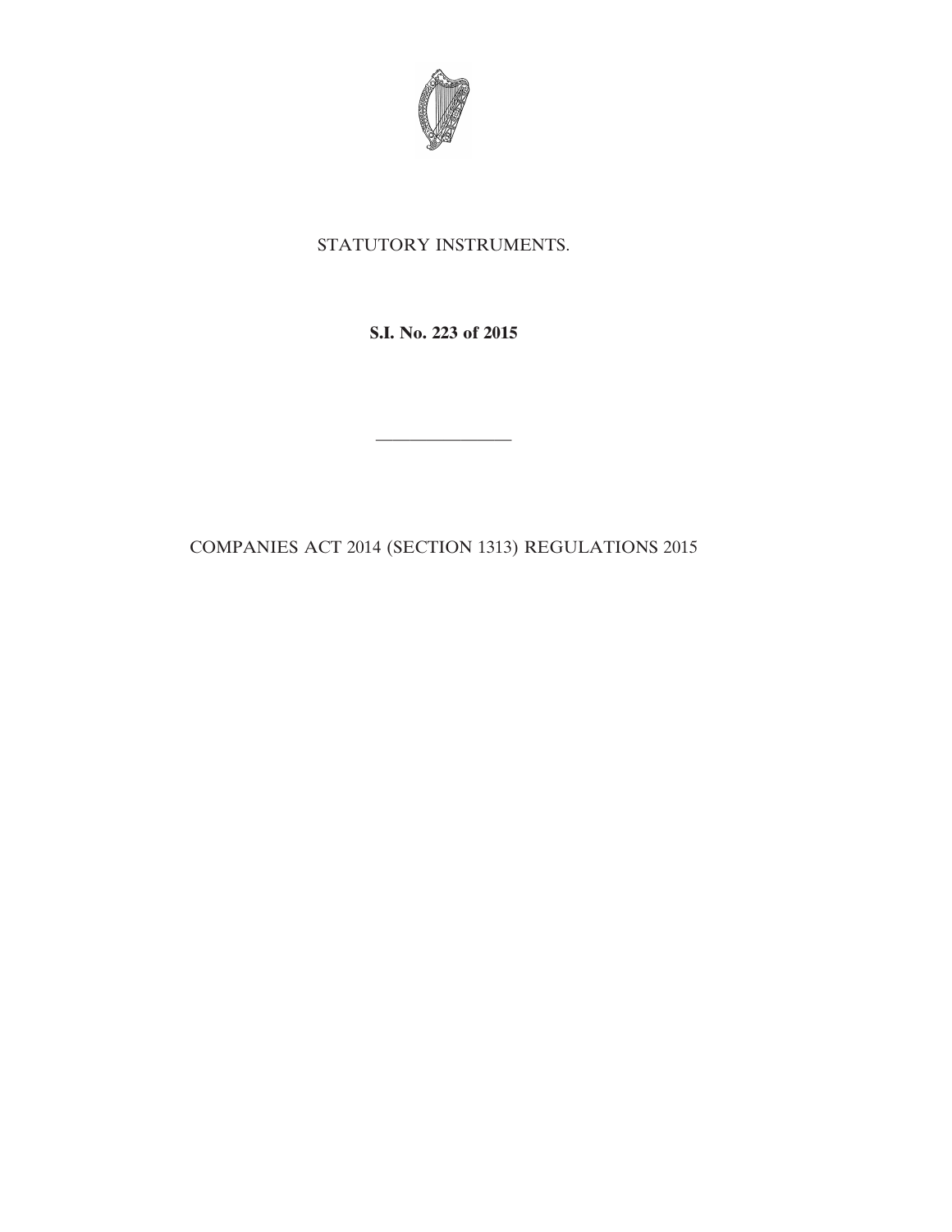STATUTORY INSTRUMENTS.

**S.I. No. 223 of 2015**

---

COMPANIES ACT 2014 (SECTION 1313) REGULATIONS 2015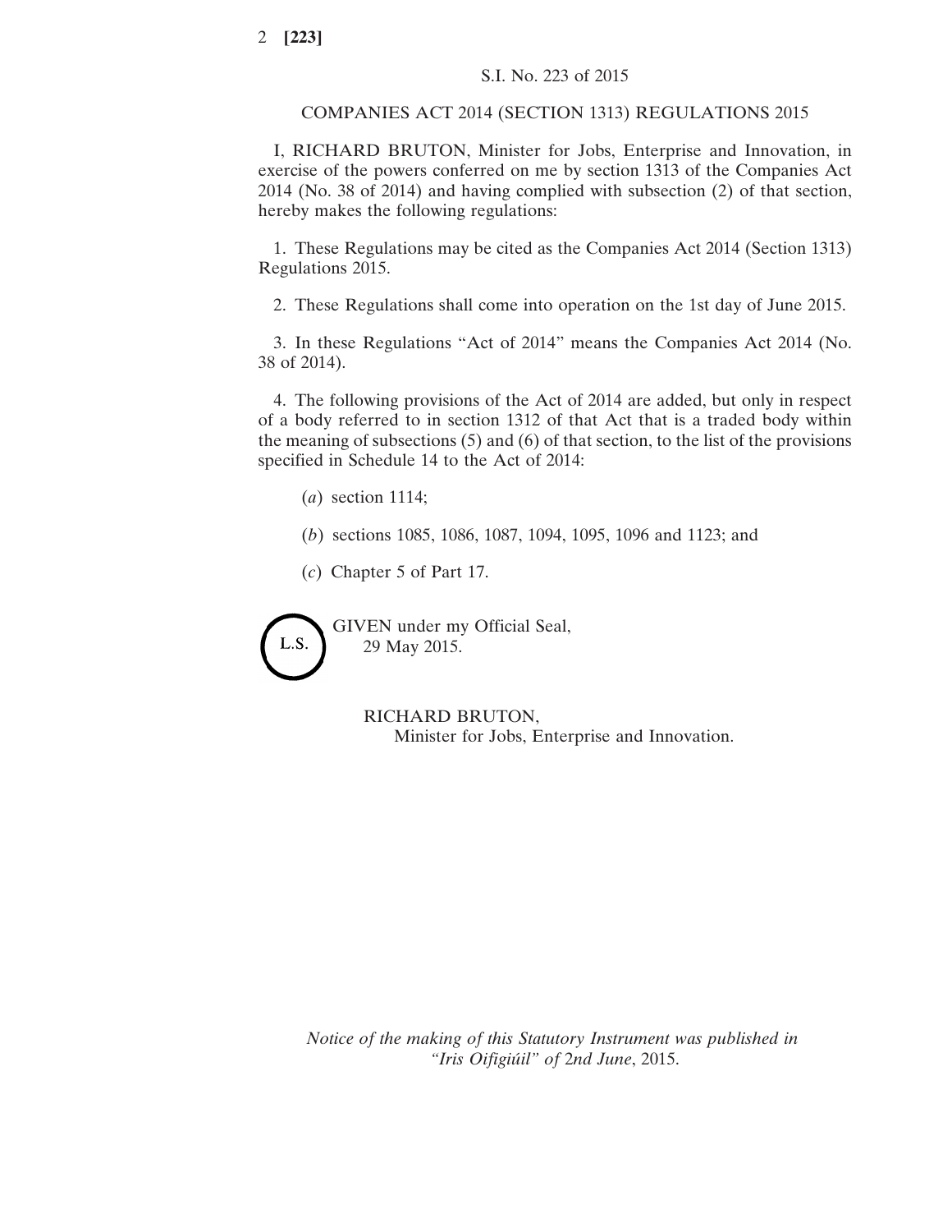S.I. No. 223 of 2015

COMPANIES ACT 2014 (SECTION 1313) REGULATIONS 2015

I, RICHARD BRUTON, Minister for Jobs, Enterprise and Innovation, in exercise of the powers conferred on me by section 1313 of the Companies Act 2014 (No. 38 of 2014) and having complied with subsection (2) of that section, hereby makes the following regulations:

1. These Regulations may be cited as the Companies Act 2014 (Section 1313) Regulations 2015.

2. These Regulations shall come into operation on the 1st day of June 2015.

3. In these Regulations "Act of 2014" means the Companies Act 2014 (No. 38 of 2014).

4. The following provisions of the Act of 2014 are added, but only in respect of a body referred to in section 1312 of that Act that is a traded body within the meaning of subsections (5) and (6) of that section, to the list of the provisions specified in Schedule 14 to the Act of 2014:

(*a*) section 1114;

(*b*) sections 1085, 1086, 1087, 1094, 1095, 1096 and 1123; and

(*c*) Chapter 5 of Part 17.

L.S.

GIVEN under my Official Seal,
29 May 2015.

RICHARD BRUTON,
Minister for Jobs, Enterprise and Innovation.

*Notice of the making of this Statutory Instrument was published in "Iris Oifigiúil" of* 2*nd June*, 2015.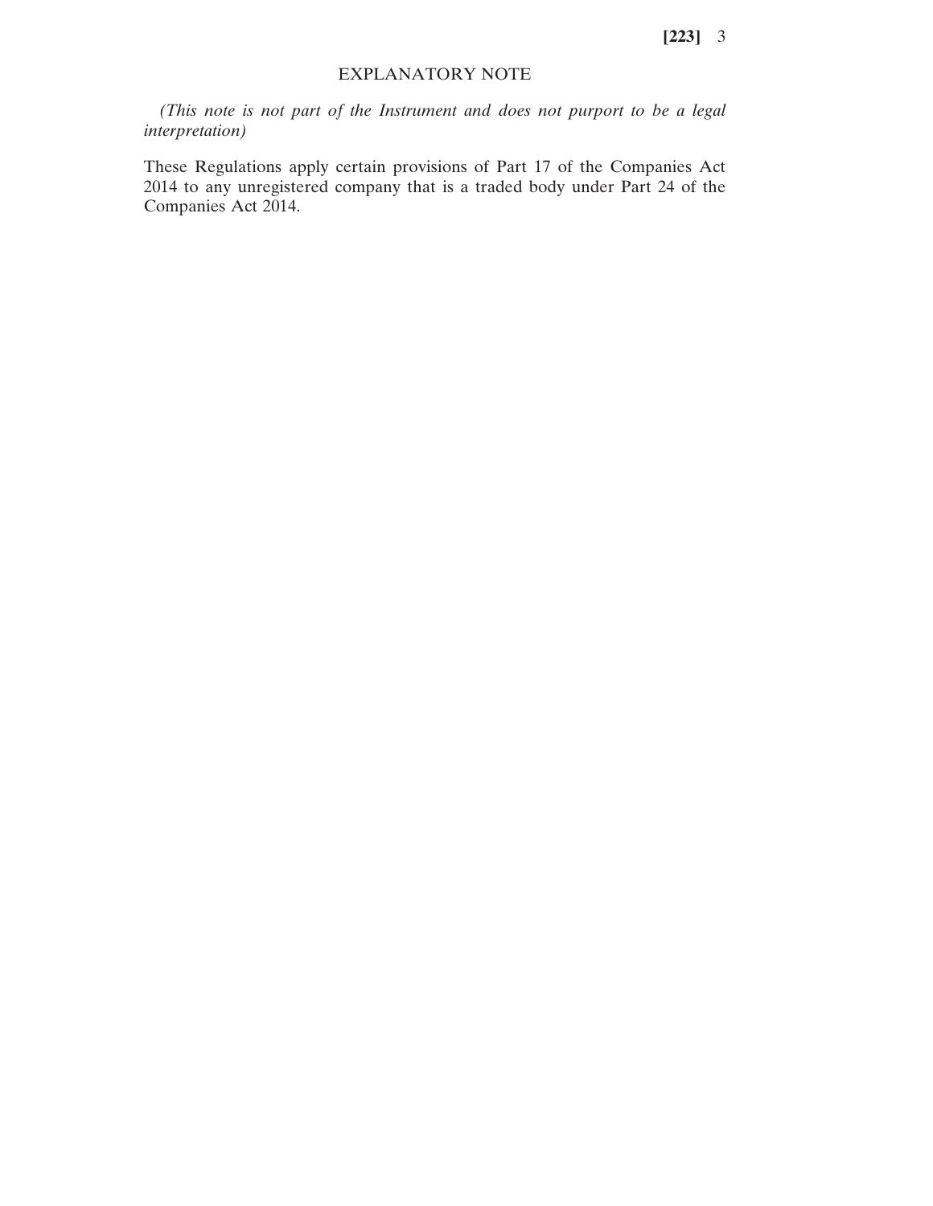## EXPLANATORY NOTE

*(This note is not part of the Instrument and does not purport to be a legal interpretation)*

These Regulations apply certain provisions of Part 17 of the Companies Act 2014 to any unregistered company that is a traded body under Part 24 of the Companies Act 2014.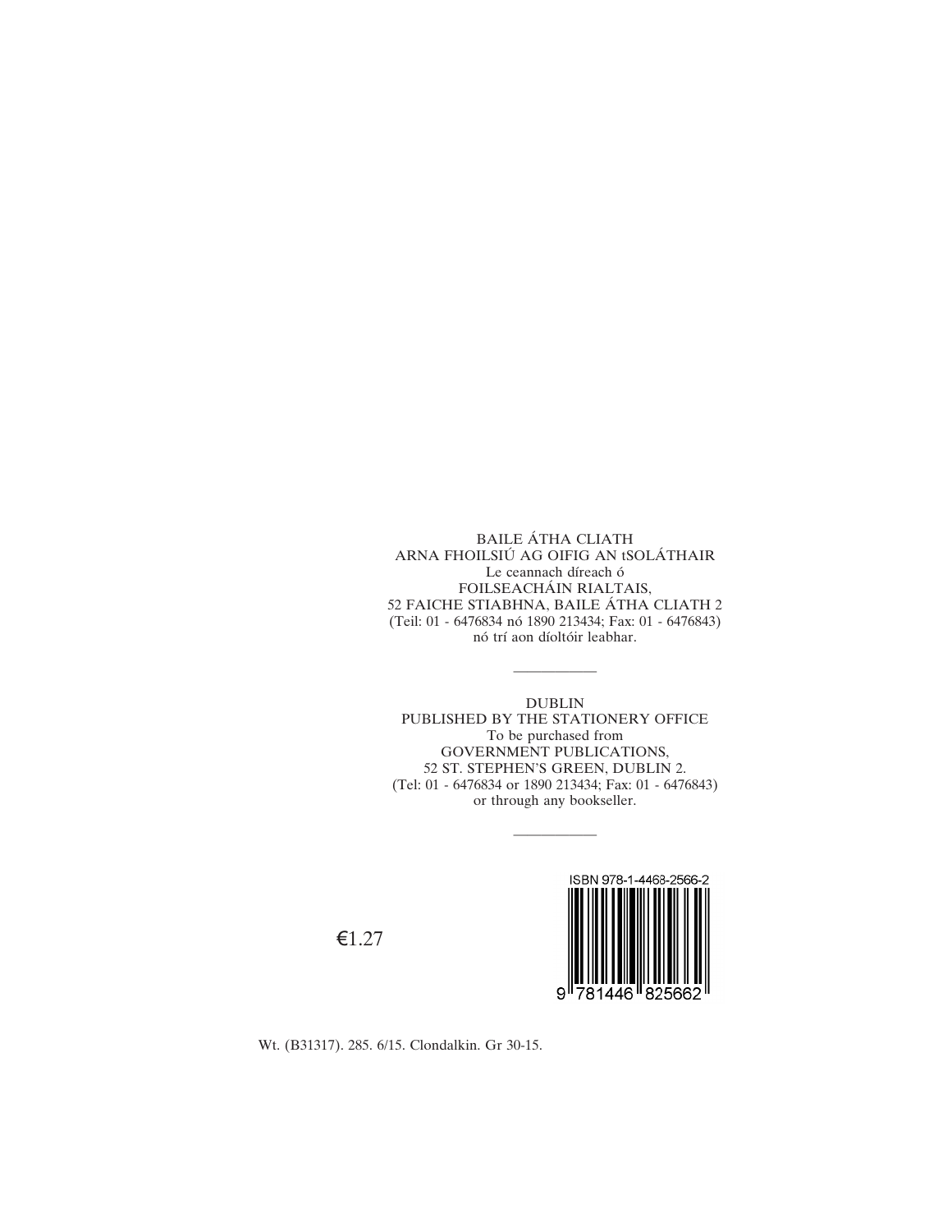BAILE ÁTHA CLIATH
ARNA FHOILSIÚ AG OIFIG AN tSOLÁTHAIR
Le ceannach díreach ó
FOILSEACHÁIN RIALTAIS,
52 FAICHE STIABHNA, BAILE ÁTHA CLIATH 2
(Teil: 01 - 6476834 nó 1890 213434; Fax: 01 - 6476843)
nó trí aon díoltóir leabhar.

---

DUBLIN
PUBLISHED BY THE STATIONERY OFFICE
To be purchased from
GOVERNMENT PUBLICATIONS,
52 ST. STEPHEN'S GREEN, DUBLIN 2.
(Tel: 01 - 6476834 or 1890 213434; Fax: 01 - 6476843)
or through any bookseller.

---

€1.27

ISBN 978-1-4468-2566-2

9 781446 825662

Wt. (B31317). 285. 6/15. Clondalkin. Gr 30-15.